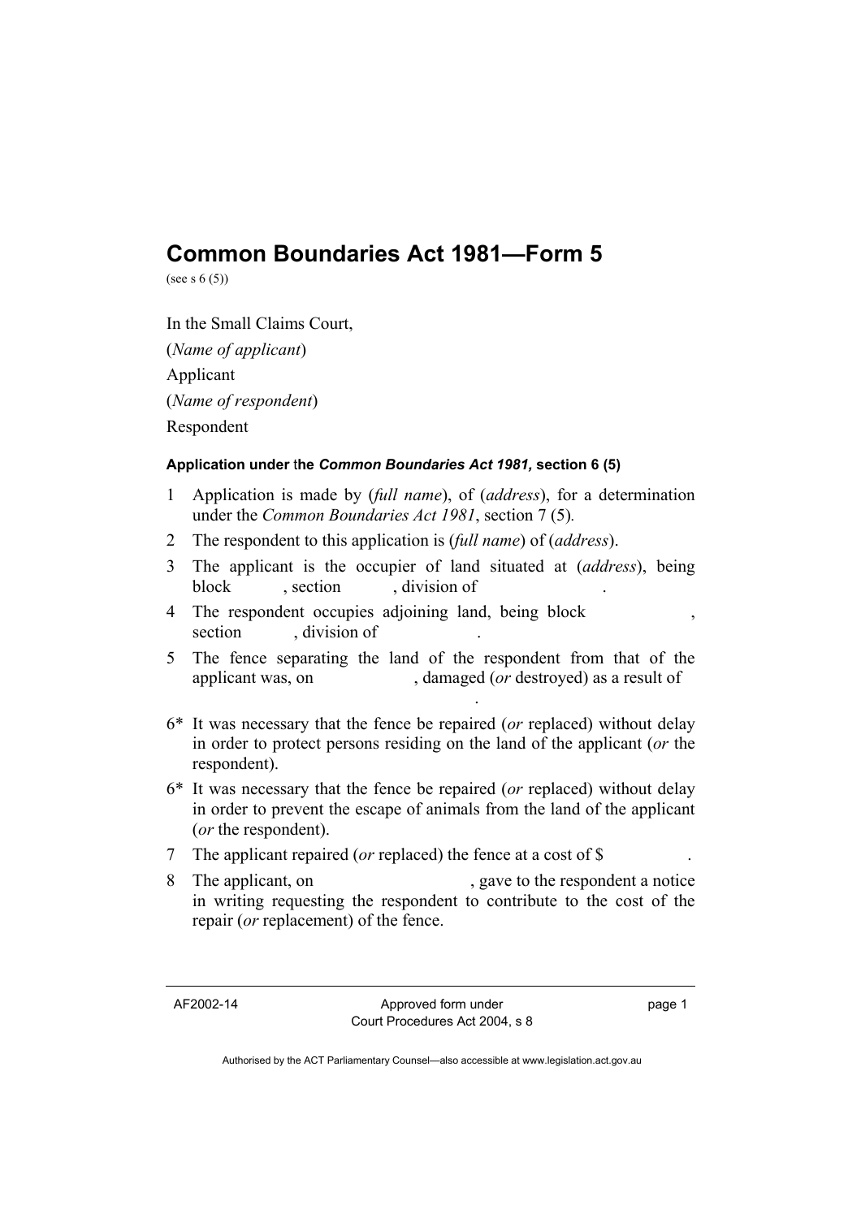# Common Boundaries Act 1981—Form 5

(see s 6 (5))

In the Small Claims Court,

(*Name of applicant*)

Applicant

(*Name of respondent*)

Respondent

#### Application under the *Common Boundaries Act 1981,* section 6 (5)

1 Application is made by (*full name*), of (*address*), for a determination under the *Common Boundaries Act 1981*, section 7 (5).

2 The respondent to this application is (*full name*) of (*address*).

3 The applicant is the occupier of land situated at (*address*), being block , section , division of .

4 The respondent occupies adjoining land, being block , section , division of .

5 The fence separating the land of the respondent from that of the applicant was, on , damaged (*or* destroyed) as a result of .

6* It was necessary that the fence be repaired (*or* replaced) without delay in order to protect persons residing on the land of the applicant (*or* the respondent).

6* It was necessary that the fence be repaired (*or* replaced) without delay in order to prevent the escape of animals from the land of the applicant (*or* the respondent).

7 The applicant repaired (*or* replaced) the fence at a cost of $ .

8 The applicant, on , gave to the respondent a notice in writing requesting the respondent to contribute to the cost of the repair (*or* replacement) of the fence.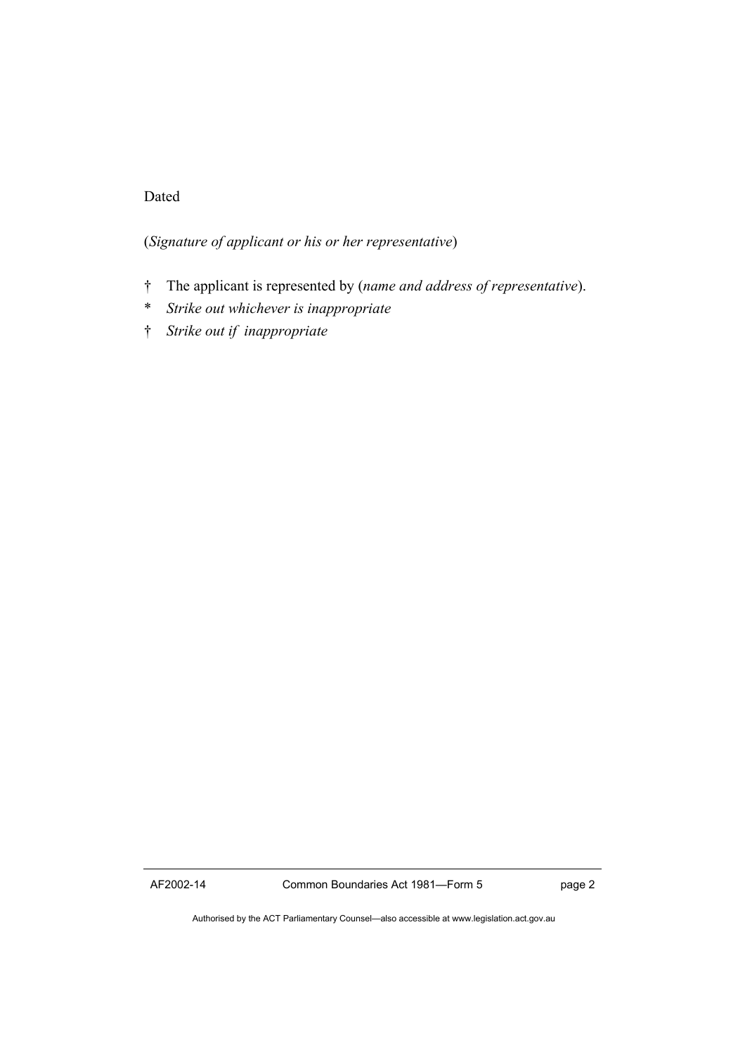Dated

(*Signature of applicant or his or her representative*)

† The applicant is represented by (*name and address of representative*).

\* *Strike out whichever is inappropriate*

† *Strike out if inappropriate*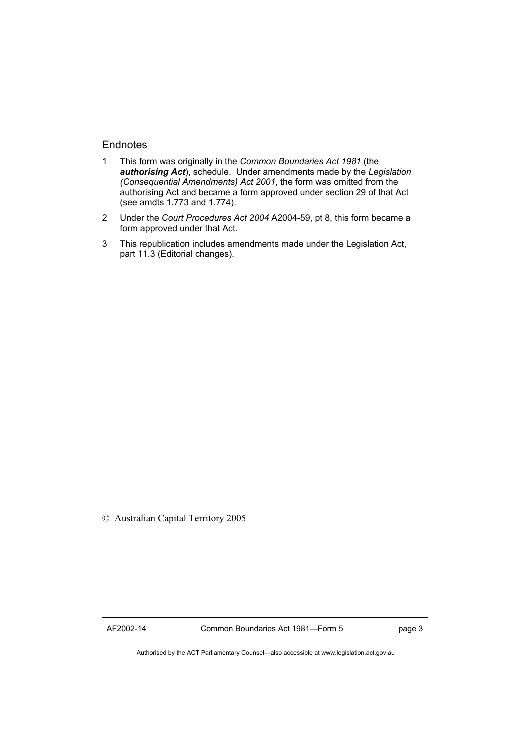## Endnotes

1 This form was originally in the *Common Boundaries Act 1981* (the ***authorising Act***), schedule. Under amendments made by the *Legislation (Consequential Amendments) Act 2001*, the form was omitted from the authorising Act and became a form approved under section 29 of that Act (see amdts 1.773 and 1.774).

2 Under the *Court Procedures Act 2004* A2004-59, pt 8, this form became a form approved under that Act.

3 This republication includes amendments made under the Legislation Act, part 11.3 (Editorial changes).

© Australian Capital Territory 2005